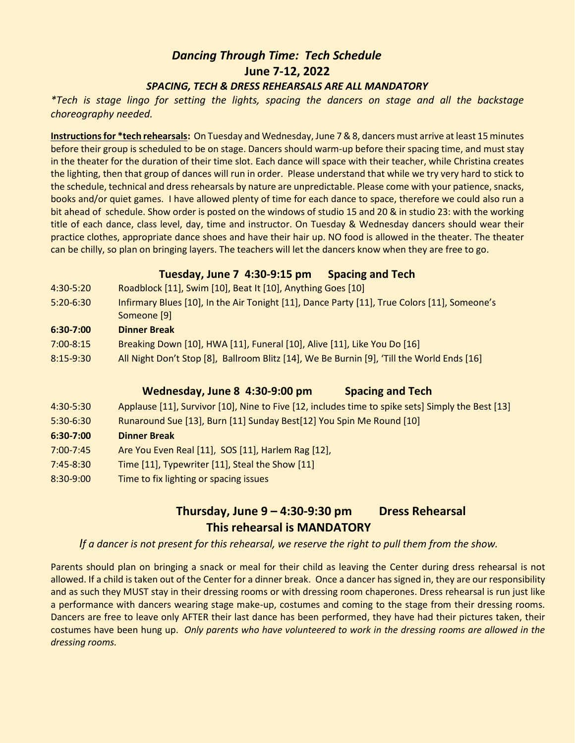# *Dancing Through Time: Tech Schedule*

## June 7-12, 2022

### *SPACING, TECH & DRESS REHEARSALS ARE ALL MANDATORY*

*\*Tech is stage lingo for setting the lights, spacing the dancers on stage and all the backstage choreography needed.*

**Instructions for \*tech rehearsals:** On Tuesday and Wednesday, June 7 & 8, dancers must arrive at least 15 minutes before their group is scheduled to be on stage. Dancers should warm-up before their spacing time, and must stay in the theater for the duration of their time slot. Each dance will space with their teacher, while Christina creates the lighting, then that group of dances will run in order. Please understand that while we try very hard to stick to the schedule, technical and dress rehearsals by nature are unpredictable. Please come with your patience, snacks, books and/or quiet games. I have allowed plenty of time for each dance to space, therefore we could also run a bit ahead of schedule. Show order is posted on the windows of studio 15 and 20 & in studio 23: with the working title of each dance, class level, day, time and instructor. On Tuesday & Wednesday dancers should wear their practice clothes, appropriate dance shoes and have their hair up. NO food is allowed in the theater. The theater can be chilly, so plan on bringing layers. The teachers will let the dancers know when they are free to go.

### Tuesday, June 7 4:30-9:15 pm — Spacing and Tech

| | |
|---|---|
| 4:30-5:20 | Roadblock [11], Swim [10], Beat It [10], Anything Goes [10] |
| 5:20-6:30 | Infirmary Blues [10], In the Air Tonight [11], Dance Party [11], True Colors [11], Someone's Someone [9] |
| **6:30-7:00** | **Dinner Break** |
| 7:00-8:15 | Breaking Down [10], HWA [11], Funeral [10], Alive [11], Like You Do [16] |
| 8:15-9:30 | All Night Don't Stop [8], Ballroom Blitz [14], We Be Burnin [9], 'Till the World Ends [16] |

### Wednesday, June 8 4:30-9:00 pm — Spacing and Tech

| | |
|---|---|
| 4:30-5:30 | Applause [11], Survivor [10], Nine to Five [12, includes time to spike sets] Simply the Best [13] |
| 5:30-6:30 | Runaround Sue [13], Burn [11] Sunday Best[12] You Spin Me Round [10] |
| **6:30-7:00** | **Dinner Break** |
| 7:00-7:45 | Are You Even Real [11], SOS [11], Harlem Rag [12], |
| 7:45-8:30 | Time [11], Typewriter [11], Steal the Show [11] |
| 8:30-9:00 | Time to fix lighting or spacing issues |

### Thursday, June 9 – 4:30-9:30 pm — Dress Rehearsal

### This rehearsal is MANDATORY

*If a dancer is not present for this rehearsal, we reserve the right to pull them from the show.*

Parents should plan on bringing a snack or meal for their child as leaving the Center during dress rehearsal is not allowed. If a child is taken out of the Center for a dinner break. Once a dancer has signed in, they are our responsibility and as such they MUST stay in their dressing rooms or with dressing room chaperones. Dress rehearsal is run just like a performance with dancers wearing stage make-up, costumes and coming to the stage from their dressing rooms. Dancers are free to leave only AFTER their last dance has been performed, they have had their pictures taken, their costumes have been hung up. *Only parents who have volunteered to work in the dressing rooms are allowed in the dressing rooms.*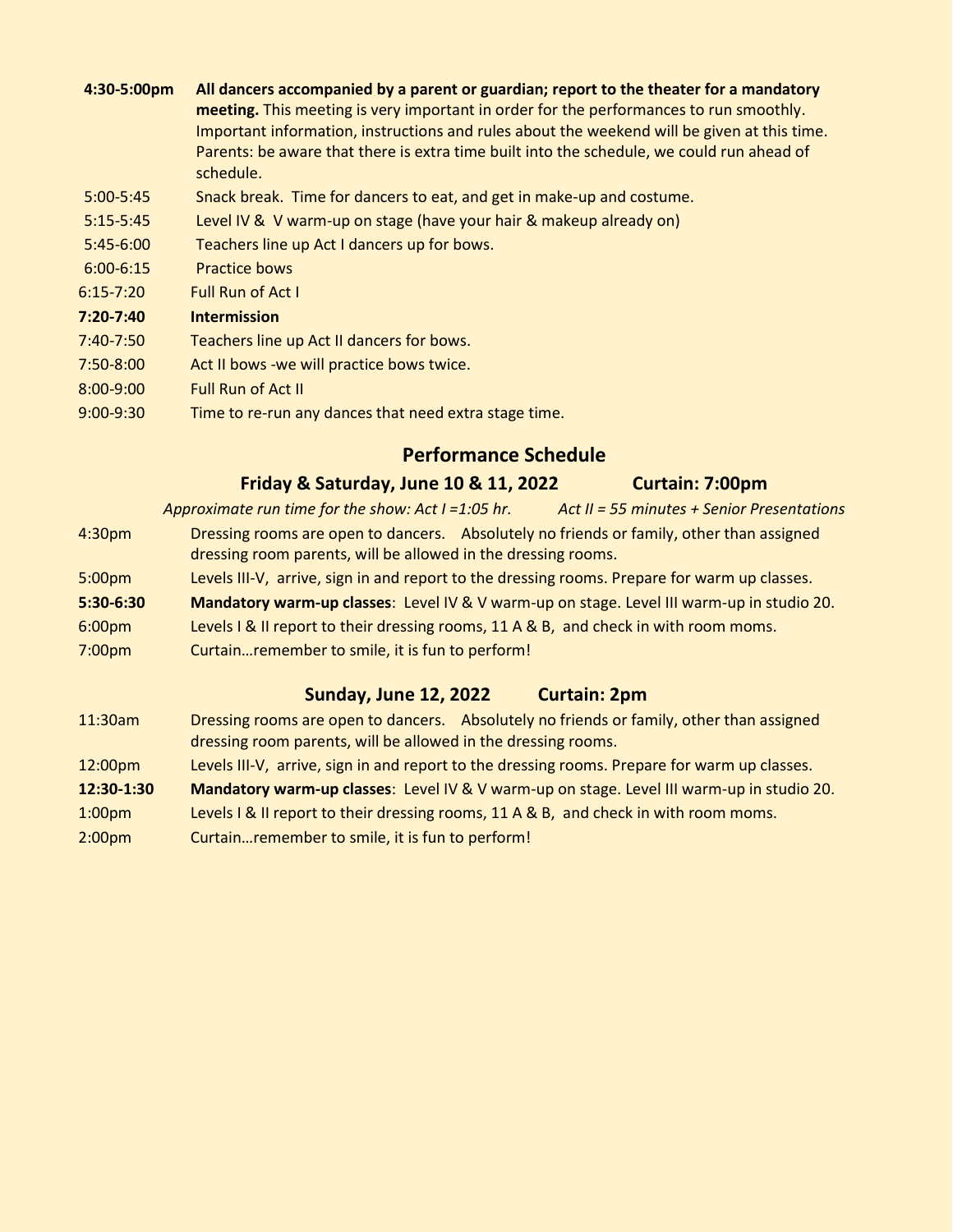| | |
|---|---|
| **4:30-5:00pm** | **All dancers accompanied by a parent or guardian; report to the theater for a mandatory meeting.** This meeting is very important in order for the performances to run smoothly. Important information, instructions and rules about the weekend will be given at this time. Parents: be aware that there is extra time built into the schedule, we could run ahead of schedule. |
| 5:00-5:45 | Snack break. Time for dancers to eat, and get in make-up and costume. |
| 5:15-5:45 | Level IV & V warm-up on stage (have your hair & makeup already on) |
| 5:45-6:00 | Teachers line up Act I dancers up for bows. |
| 6:00-6:15 | Practice bows |
| 6:15-7:20 | Full Run of Act I |
| **7:20-7:40** | **Intermission** |
| 7:40-7:50 | Teachers line up Act II dancers for bows. |
| 7:50-8:00 | Act II bows -we will practice bows twice. |
| 8:00-9:00 | Full Run of Act II |
| 9:00-9:30 | Time to re-run any dances that need extra stage time. |

## Performance Schedule

### Friday & Saturday, June 10 & 11, 2022 Curtain: 7:00pm

*Approximate run time for the show: Act I =1:05 hr. Act II = 55 minutes + Senior Presentations*

| | |
|---|---|
| 4:30pm | Dressing rooms are open to dancers. Absolutely no friends or family, other than assigned dressing room parents, will be allowed in the dressing rooms. |
| 5:00pm | Levels III-V, arrive, sign in and report to the dressing rooms. Prepare for warm up classes. |
| **5:30-6:30** | **Mandatory warm-up classes**: Level IV & V warm-up on stage. Level III warm-up in studio 20. |
| 6:00pm | Levels I & II report to their dressing rooms, 11 A & B, and check in with room moms. |
| 7:00pm | Curtain…remember to smile, it is fun to perform! |

### Sunday, June 12, 2022 Curtain: 2pm

| | |
|---|---|
| 11:30am | Dressing rooms are open to dancers. Absolutely no friends or family, other than assigned dressing room parents, will be allowed in the dressing rooms. |
| 12:00pm | Levels III-V, arrive, sign in and report to the dressing rooms. Prepare for warm up classes. |
| **12:30-1:30** | **Mandatory warm-up classes**: Level IV & V warm-up on stage. Level III warm-up in studio 20. |
| 1:00pm | Levels I & II report to their dressing rooms, 11 A & B, and check in with room moms. |
| 2:00pm | Curtain…remember to smile, it is fun to perform! |